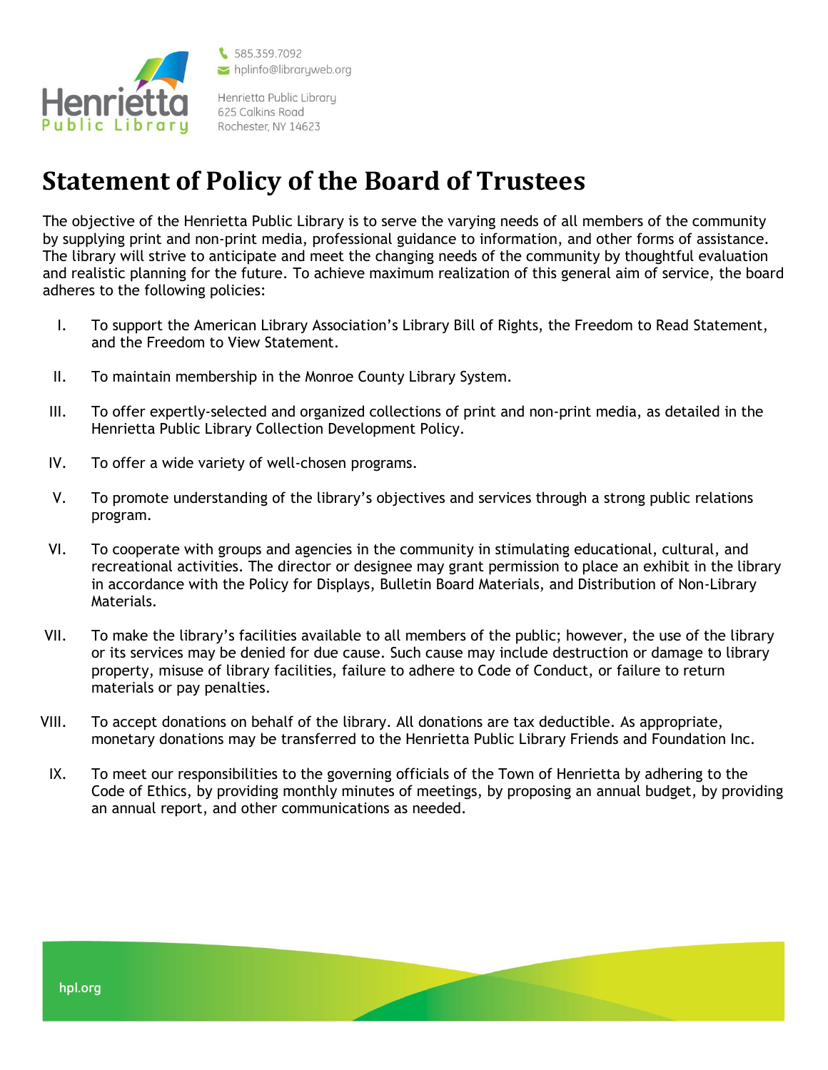585.359.7092
hplinfo@libraryweb.org

Henrietta Public Library
625 Calkins Road
Rochester, NY 14623

# Statement of Policy of the Board of Trustees

The objective of the Henrietta Public Library is to serve the varying needs of all members of the community by supplying print and non-print media, professional guidance to information, and other forms of assistance. The library will strive to anticipate and meet the changing needs of the community by thoughtful evaluation and realistic planning for the future. To achieve maximum realization of this general aim of service, the board adheres to the following policies:

I. To support the American Library Association's Library Bill of Rights, the Freedom to Read Statement, and the Freedom to View Statement.

II. To maintain membership in the Monroe County Library System.

III. To offer expertly-selected and organized collections of print and non-print media, as detailed in the Henrietta Public Library Collection Development Policy.

IV. To offer a wide variety of well-chosen programs.

V. To promote understanding of the library's objectives and services through a strong public relations program.

VI. To cooperate with groups and agencies in the community in stimulating educational, cultural, and recreational activities. The director or designee may grant permission to place an exhibit in the library in accordance with the Policy for Displays, Bulletin Board Materials, and Distribution of Non-Library Materials.

VII. To make the library's facilities available to all members of the public; however, the use of the library or its services may be denied for due cause. Such cause may include destruction or damage to library property, misuse of library facilities, failure to adhere to Code of Conduct, or failure to return materials or pay penalties.

VIII. To accept donations on behalf of the library. All donations are tax deductible. As appropriate, monetary donations may be transferred to the Henrietta Public Library Friends and Foundation Inc.

IX. To meet our responsibilities to the governing officials of the Town of Henrietta by adhering to the Code of Ethics, by providing monthly minutes of meetings, by proposing an annual budget, by providing an annual report, and other communications as needed.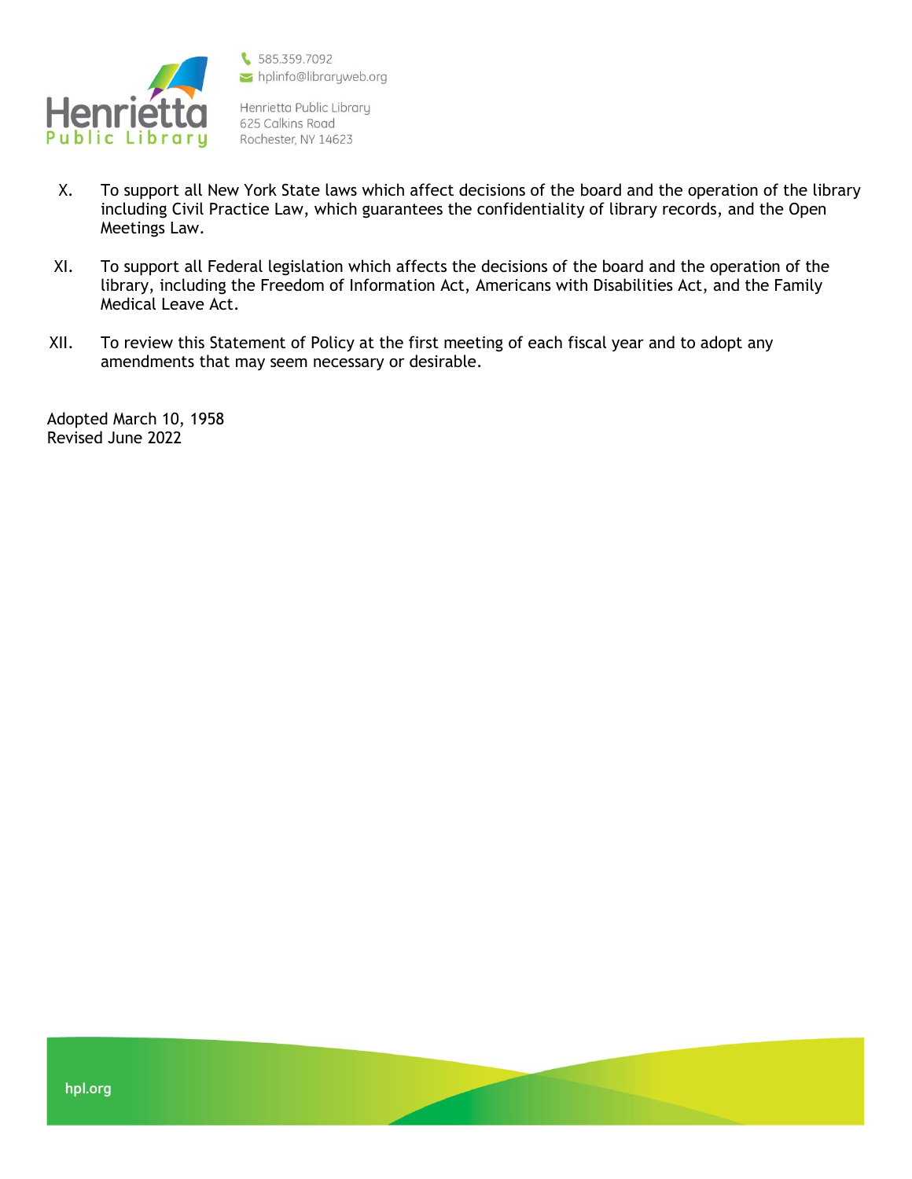X. To support all New York State laws which affect decisions of the board and the operation of the library including Civil Practice Law, which guarantees the confidentiality of library records, and the Open Meetings Law.

XI. To support all Federal legislation which affects the decisions of the board and the operation of the library, including the Freedom of Information Act, Americans with Disabilities Act, and the Family Medical Leave Act.

XII. To review this Statement of Policy at the first meeting of each fiscal year and to adopt any amendments that may seem necessary or desirable.

Adopted March 10, 1958
Revised June 2022